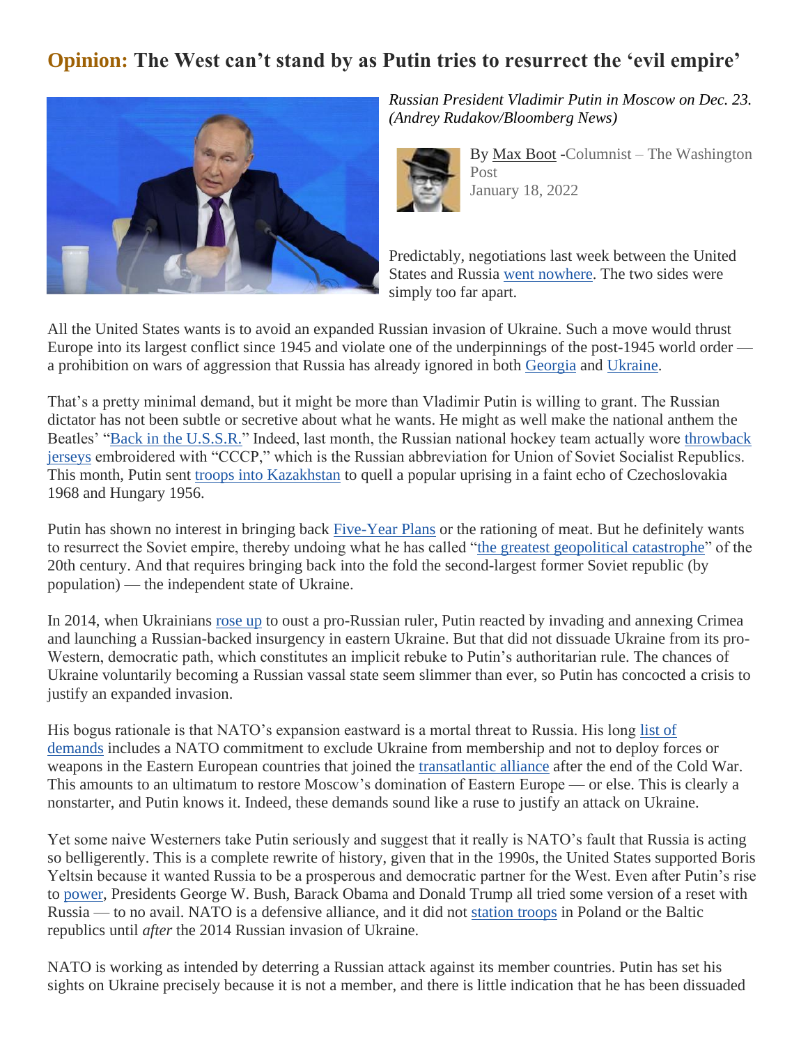# **Opinion:** The West can't stand by as Putin tries to resurrect the 'evil empire'

*Russian President Vladimir Putin in Moscow on Dec. 23. (Andrey Rudakov/Bloomberg News)*

By Max Boot -Columnist – The Washington Post
January 18, 2022

Predictably, negotiations last week between the United States and Russia went nowhere. The two sides were simply too far apart.

All the United States wants is to avoid an expanded Russian invasion of Ukraine. Such a move would thrust Europe into its largest conflict since 1945 and violate one of the underpinnings of the post-1945 world order — a prohibition on wars of aggression that Russia has already ignored in both Georgia and Ukraine.

That's a pretty minimal demand, but it might be more than Vladimir Putin is willing to grant. The Russian dictator has not been subtle or secretive about what he wants. He might as well make the national anthem the Beatles' "Back in the U.S.S.R." Indeed, last month, the Russian national hockey team actually wore throwback jerseys embroidered with "CCCP," which is the Russian abbreviation for Union of Soviet Socialist Republics. This month, Putin sent troops into Kazakhstan to quell a popular uprising in a faint echo of Czechoslovakia 1968 and Hungary 1956.

Putin has shown no interest in bringing back Five-Year Plans or the rationing of meat. But he definitely wants to resurrect the Soviet empire, thereby undoing what he has called "the greatest geopolitical catastrophe" of the 20th century. And that requires bringing back into the fold the second-largest former Soviet republic (by population) — the independent state of Ukraine.

In 2014, when Ukrainians rose up to oust a pro-Russian ruler, Putin reacted by invading and annexing Crimea and launching a Russian-backed insurgency in eastern Ukraine. But that did not dissuade Ukraine from its pro-Western, democratic path, which constitutes an implicit rebuke to Putin's authoritarian rule. The chances of Ukraine voluntarily becoming a Russian vassal state seem slimmer than ever, so Putin has concocted a crisis to justify an expanded invasion.

His bogus rationale is that NATO's expansion eastward is a mortal threat to Russia. His long list of demands includes a NATO commitment to exclude Ukraine from membership and not to deploy forces or weapons in the Eastern European countries that joined the transatlantic alliance after the end of the Cold War. This amounts to an ultimatum to restore Moscow's domination of Eastern Europe — or else. This is clearly a nonstarter, and Putin knows it. Indeed, these demands sound like a ruse to justify an attack on Ukraine.

Yet some naive Westerners take Putin seriously and suggest that it really is NATO's fault that Russia is acting so belligerently. This is a complete rewrite of history, given that in the 1990s, the United States supported Boris Yeltsin because it wanted Russia to be a prosperous and democratic partner for the West. Even after Putin's rise to power, Presidents George W. Bush, Barack Obama and Donald Trump all tried some version of a reset with Russia — to no avail. NATO is a defensive alliance, and it did not station troops in Poland or the Baltic republics until *after* the 2014 Russian invasion of Ukraine.

NATO is working as intended by deterring a Russian attack against its member countries. Putin has set his sights on Ukraine precisely because it is not a member, and there is little indication that he has been dissuaded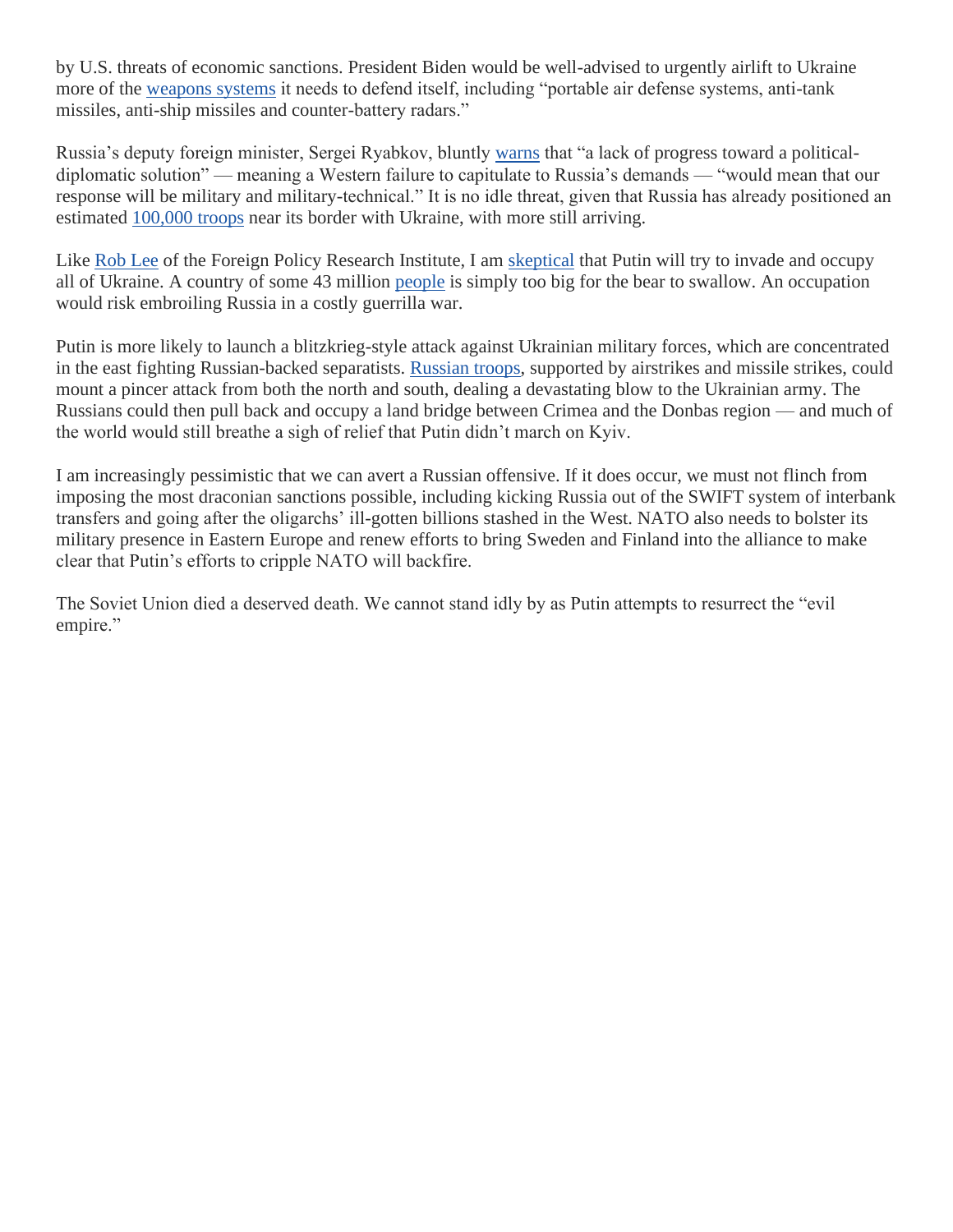by U.S. threats of economic sanctions. President Biden would be well-advised to urgently airlift to Ukraine more of the weapons systems it needs to defend itself, including "portable air defense systems, anti-tank missiles, anti-ship missiles and counter-battery radars."

Russia's deputy foreign minister, Sergei Ryabkov, bluntly warns that "a lack of progress toward a political-diplomatic solution" — meaning a Western failure to capitulate to Russia's demands — "would mean that our response will be military and military-technical." It is no idle threat, given that Russia has already positioned an estimated 100,000 troops near its border with Ukraine, with more still arriving.

Like Rob Lee of the Foreign Policy Research Institute, I am skeptical that Putin will try to invade and occupy all of Ukraine. A country of some 43 million people is simply too big for the bear to swallow. An occupation would risk embroiling Russia in a costly guerrilla war.

Putin is more likely to launch a blitzkrieg-style attack against Ukrainian military forces, which are concentrated in the east fighting Russian-backed separatists. Russian troops, supported by airstrikes and missile strikes, could mount a pincer attack from both the north and south, dealing a devastating blow to the Ukrainian army. The Russians could then pull back and occupy a land bridge between Crimea and the Donbas region — and much of the world would still breathe a sigh of relief that Putin didn't march on Kyiv.

I am increasingly pessimistic that we can avert a Russian offensive. If it does occur, we must not flinch from imposing the most draconian sanctions possible, including kicking Russia out of the SWIFT system of interbank transfers and going after the oligarchs' ill-gotten billions stashed in the West. NATO also needs to bolster its military presence in Eastern Europe and renew efforts to bring Sweden and Finland into the alliance to make clear that Putin's efforts to cripple NATO will backfire.

The Soviet Union died a deserved death. We cannot stand idly by as Putin attempts to resurrect the "evil empire."